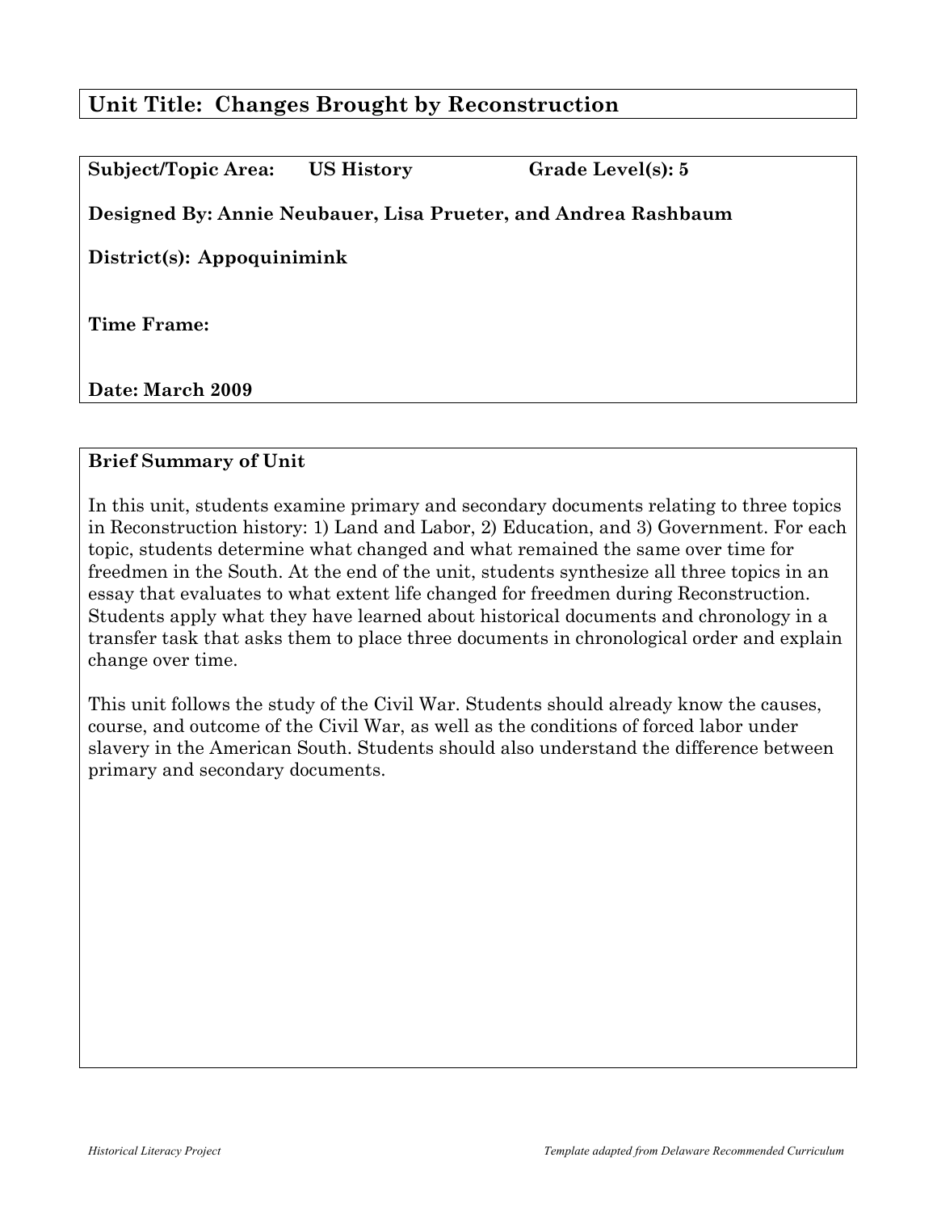# Unit Title: Changes Brought by Reconstruction

**Subject/Topic Area:** US History **Grade Level(s): 5**

**Designed By: Annie Neubauer, Lisa Prueter, and Andrea Rashbaum**

**District(s): Appoquinimink**

**Time Frame:**

**Date: March 2009**

## Brief Summary of Unit

In this unit, students examine primary and secondary documents relating to three topics in Reconstruction history: 1) Land and Labor, 2) Education, and 3) Government. For each topic, students determine what changed and what remained the same over time for freedmen in the South. At the end of the unit, students synthesize all three topics in an essay that evaluates to what extent life changed for freedmen during Reconstruction. Students apply what they have learned about historical documents and chronology in a transfer task that asks them to place three documents in chronological order and explain change over time.

This unit follows the study of the Civil War. Students should already know the causes, course, and outcome of the Civil War, as well as the conditions of forced labor under slavery in the American South. Students should also understand the difference between primary and secondary documents.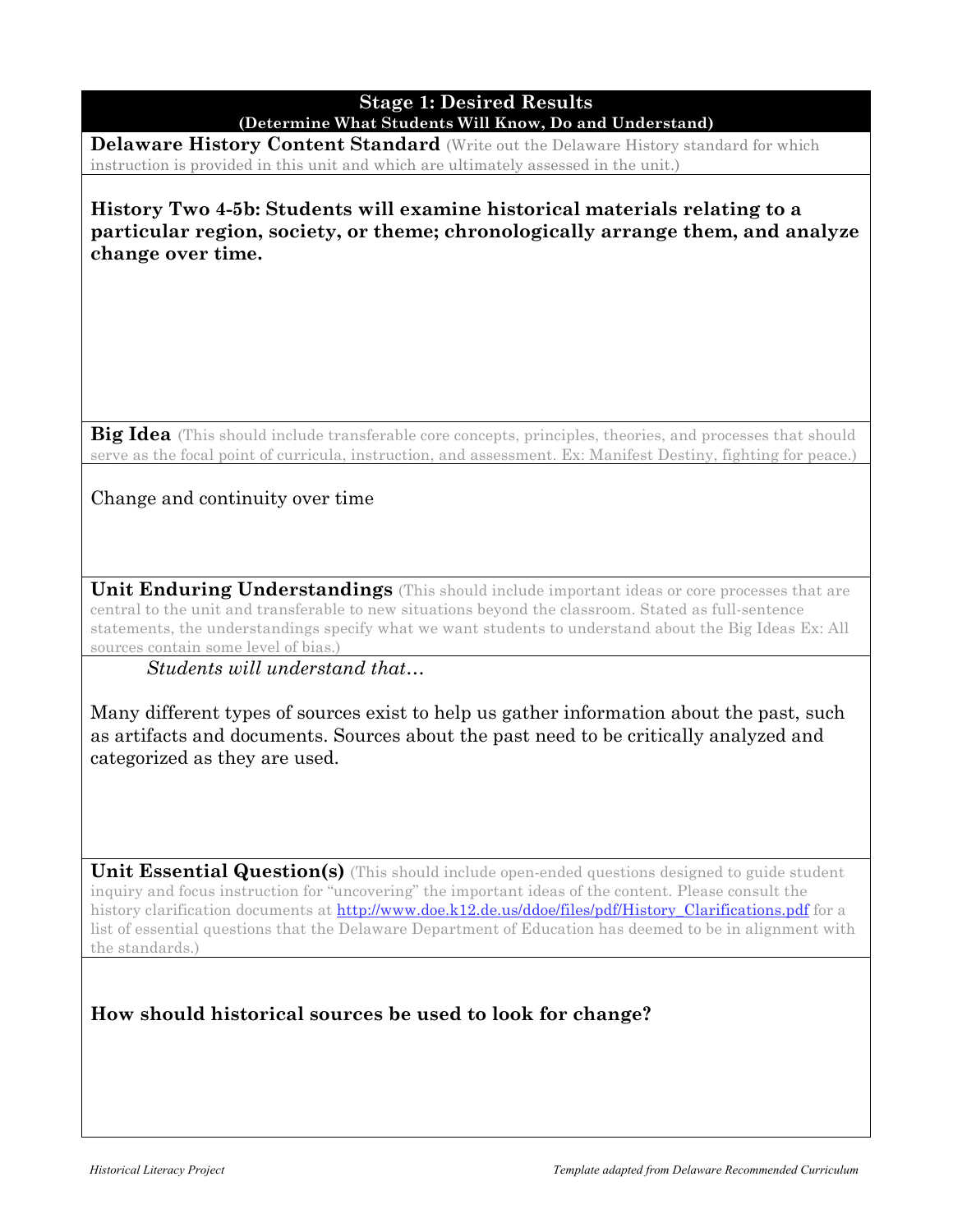## Stage 1: Desired Results
**(Determine What Students Will Know, Do and Understand)**

**Delaware History Content Standard** (Write out the Delaware History standard for which instruction is provided in this unit and which are ultimately assessed in the unit.)

**History Two 4-5b: Students will examine historical materials relating to a particular region, society, or theme; chronologically arrange them, and analyze change over time.**

**Big Idea** (This should include transferable core concepts, principles, theories, and processes that should serve as the focal point of curricula, instruction, and assessment. Ex: Manifest Destiny, fighting for peace.)

Change and continuity over time

**Unit Enduring Understandings** (This should include important ideas or core processes that are central to the unit and transferable to new situations beyond the classroom. Stated as full-sentence statements, the understandings specify what we want students to understand about the Big Ideas Ex: All sources contain some level of bias.)

*Students will understand that…*

Many different types of sources exist to help us gather information about the past, such as artifacts and documents. Sources about the past need to be critically analyzed and categorized as they are used.

**Unit Essential Question(s)** (This should include open-ended questions designed to guide student inquiry and focus instruction for "uncovering" the important ideas of the content. Please consult the history clarification documents at http://www.doe.k12.de.us/ddoe/files/pdf/History_Clarifications.pdf for a list of essential questions that the Delaware Department of Education has deemed to be in alignment with the standards.)

**How should historical sources be used to look for change?**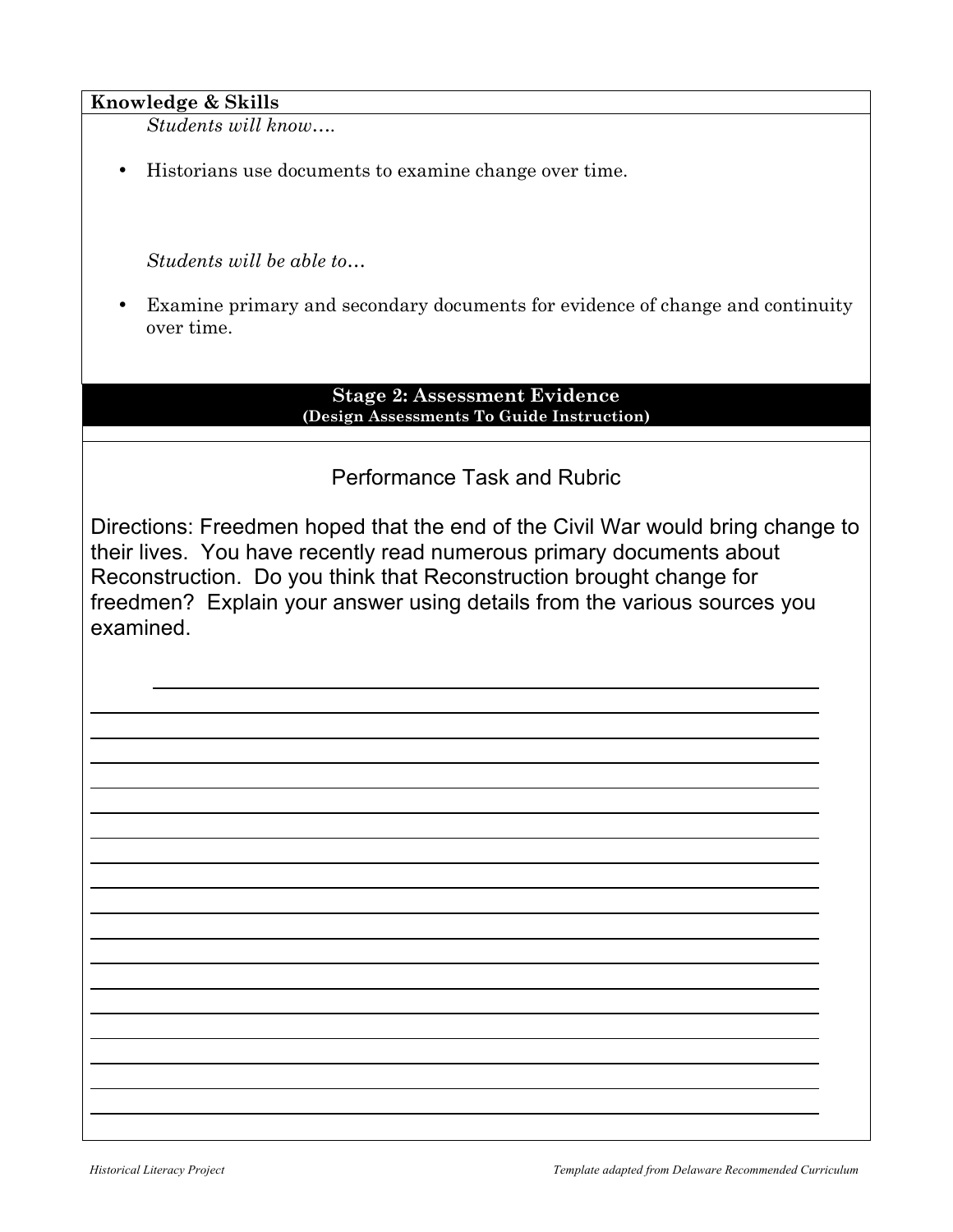**Knowledge & Skills**

*Students will know….*

- Historians use documents to examine change over time.

*Students will be able to…*

- Examine primary and secondary documents for evidence of change and continuity over time.

## Stage 2: Assessment Evidence

**(Design Assessments To Guide Instruction)**

### Performance Task and Rubric

Directions: Freedmen hoped that the end of the Civil War would bring change to their lives. You have recently read numerous primary documents about Reconstruction. Do you think that Reconstruction brought change for freedmen? Explain your answer using details from the various sources you examined.

______________________________________________________________________

______________________________________________________________________

______________________________________________________________________

______________________________________________________________________

______________________________________________________________________

______________________________________________________________________

______________________________________________________________________

______________________________________________________________________

______________________________________________________________________

______________________________________________________________________

______________________________________________________________________

______________________________________________________________________

______________________________________________________________________

______________________________________________________________________

______________________________________________________________________

______________________________________________________________________

______________________________________________________________________

______________________________________________________________________

*Historical Literacy Project* — *Template adapted from Delaware Recommended Curriculum*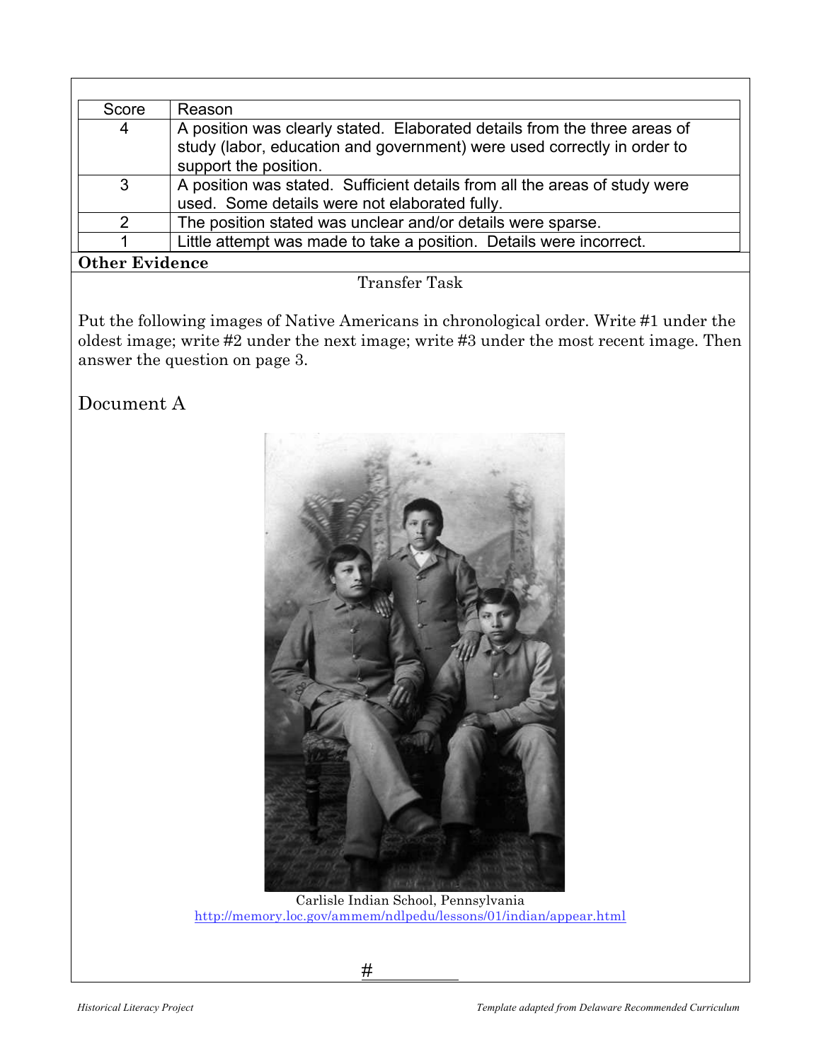| Score | Reason |
| --- | --- |
| 4 | A position was clearly stated. Elaborated details from the three areas of study (labor, education and government) were used correctly in order to support the position. |
| 3 | A position was stated. Sufficient details from all the areas of study were used. Some details were not elaborated fully. |
| 2 | The position stated was unclear and/or details were sparse. |
| 1 | Little attempt was made to take a position. Details were incorrect. |

**Other Evidence**

Transfer Task

Put the following images of Native Americans in chronological order. Write #1 under the oldest image; write #2 under the next image; write #3 under the most recent image. Then answer the question on page 3.

## Document A

Carlisle Indian School, Pennsylvania
http://memory.loc.gov/ammem/ndlpedu/lessons/01/indian/appear.html

# __________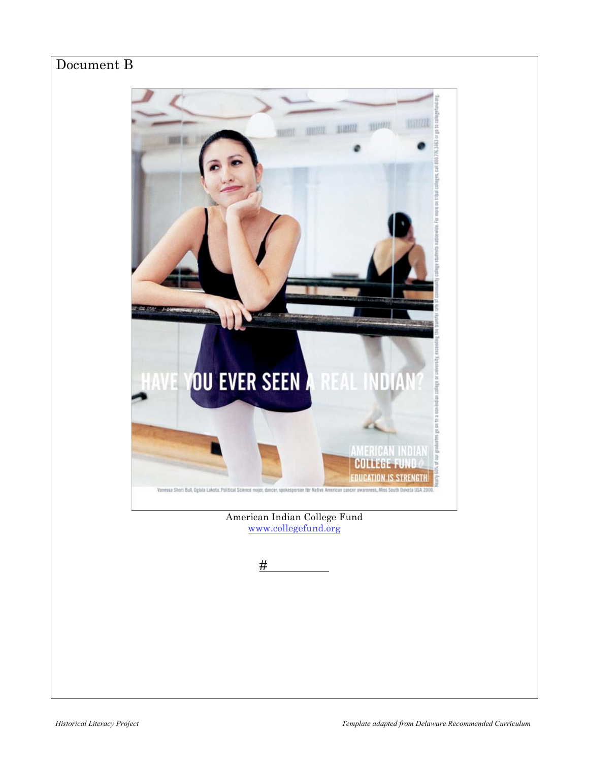Document B

HAVE YOU EVER SEEN A REAL INDIAN?

AMERICAN INDIAN COLLEGE FUND

EDUCATION IS STRENGTH

Vanessa Short Bull, Oglala Lakota. Political Science major, dancer, spokesperson for Native American cancer awareness, Miss South Dakota USA 2000.

Nearly 60% of our graduates go on to a non-Indian college or university, exceeding the transfer rate of community college students nationwide. For more on tribal colleges, call 800.776.3863 or go to collegefund.org.

American Indian College Fund
www.collegefund.org

#__________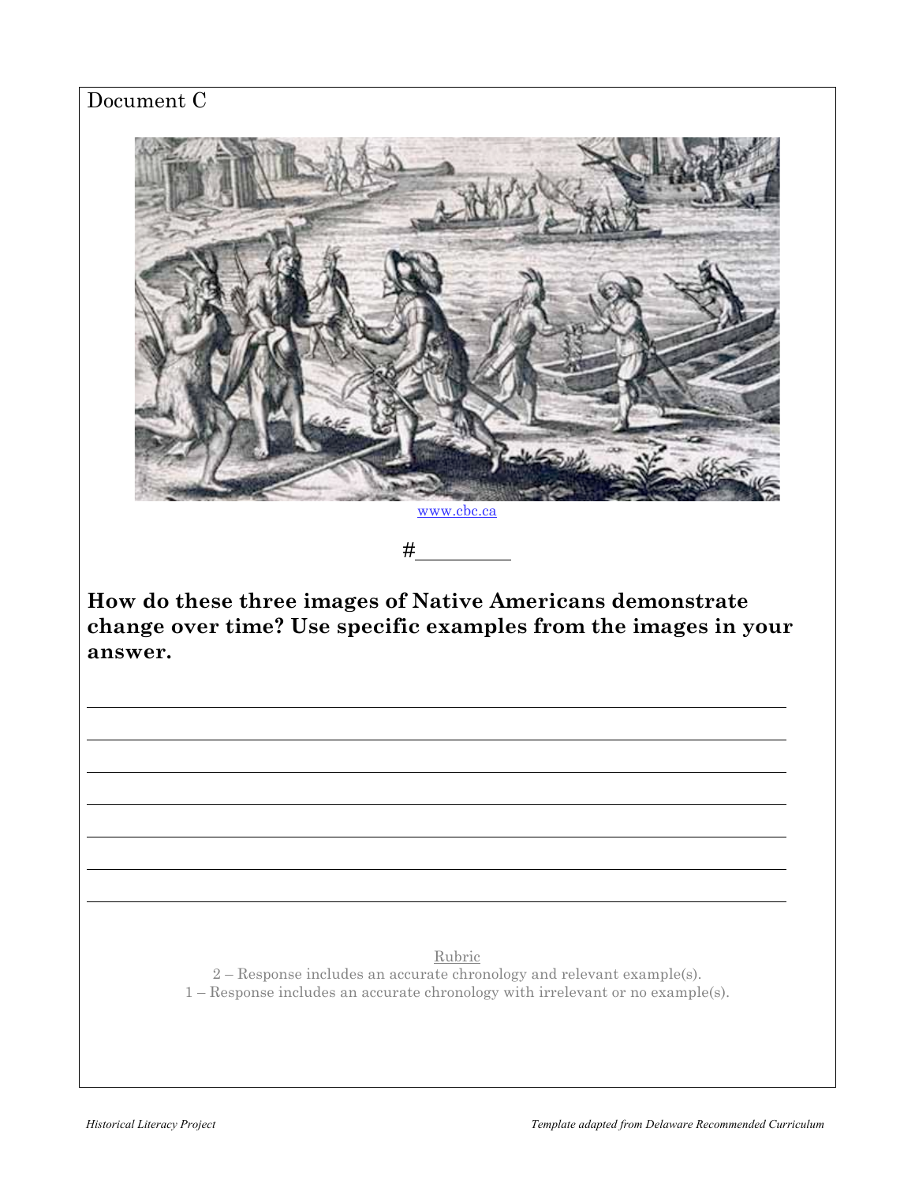Document C

www.cbc.ca

#__________

**How do these three images of Native Americans demonstrate change over time? Use specific examples from the images in your answer.**

_______________________________________________________________

_______________________________________________________________

_______________________________________________________________

_______________________________________________________________

_______________________________________________________________

_______________________________________________________________

_______________________________________________________________

Rubric

2 – Response includes an accurate chronology and relevant example(s).

1 – Response includes an accurate chronology with irrelevant or no example(s).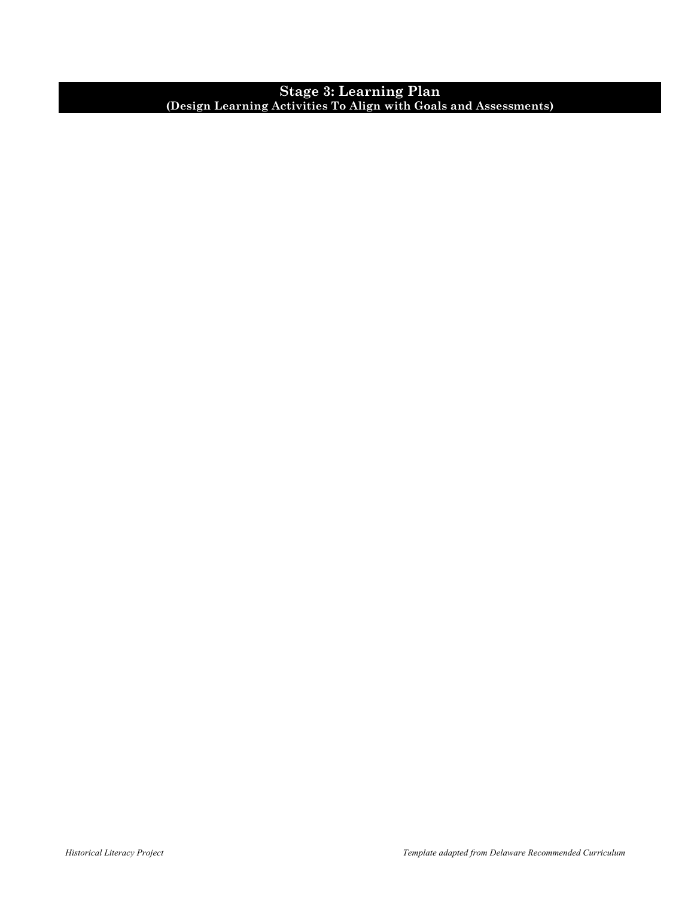## Stage 3: Learning Plan
**(Design Learning Activities To Align with Goals and Assessments)**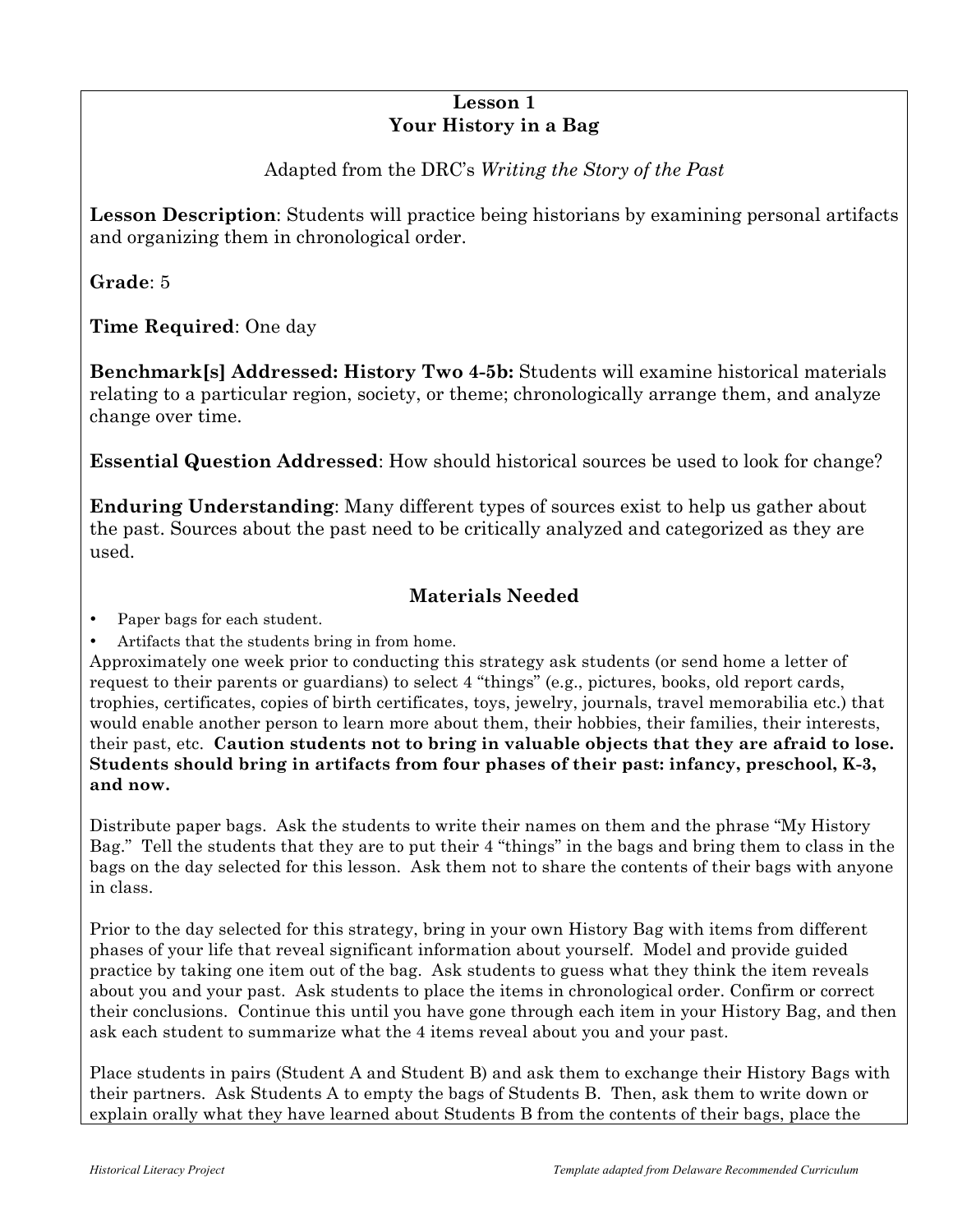**Lesson 1**
**Your History in a Bag**

Adapted from the DRC's *Writing the Story of the Past*

**Lesson Description**: Students will practice being historians by examining personal artifacts and organizing them in chronological order.

**Grade**: 5

**Time Required**: One day

**Benchmark[s] Addressed: History Two 4-5b:** Students will examine historical materials relating to a particular region, society, or theme; chronologically arrange them, and analyze change over time.

**Essential Question Addressed**: How should historical sources be used to look for change?

**Enduring Understanding**: Many different types of sources exist to help us gather about the past. Sources about the past need to be critically analyzed and categorized as they are used.

## Materials Needed

- Paper bags for each student.
- Artifacts that the students bring in from home.

Approximately one week prior to conducting this strategy ask students (or send home a letter of request to their parents or guardians) to select 4 "things" (e.g., pictures, books, old report cards, trophies, certificates, copies of birth certificates, toys, jewelry, journals, travel memorabilia etc.) that would enable another person to learn more about them, their hobbies, their families, their interests, their past, etc. **Caution students not to bring in valuable objects that they are afraid to lose. Students should bring in artifacts from four phases of their past: infancy, preschool, K-3, and now.**

Distribute paper bags. Ask the students to write their names on them and the phrase "My History Bag." Tell the students that they are to put their 4 "things" in the bags and bring them to class in the bags on the day selected for this lesson. Ask them not to share the contents of their bags with anyone in class.

Prior to the day selected for this strategy, bring in your own History Bag with items from different phases of your life that reveal significant information about yourself. Model and provide guided practice by taking one item out of the bag. Ask students to guess what they think the item reveals about you and your past. Ask students to place the items in chronological order. Confirm or correct their conclusions. Continue this until you have gone through each item in your History Bag, and then ask each student to summarize what the 4 items reveal about you and your past.

Place students in pairs (Student A and Student B) and ask them to exchange their History Bags with their partners. Ask Students A to empty the bags of Students B. Then, ask them to write down or explain orally what they have learned about Students B from the contents of their bags, place the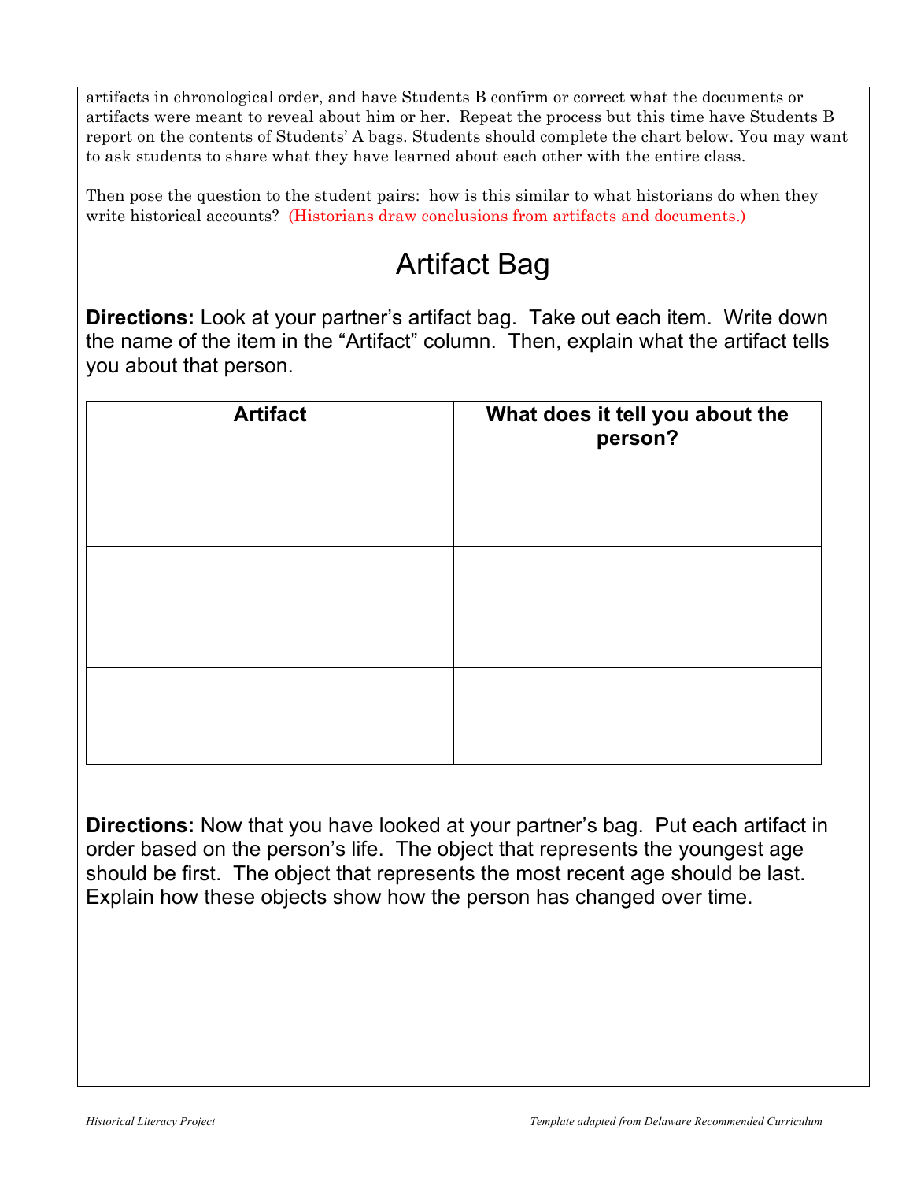artifacts in chronological order, and have Students B confirm or correct what the documents or artifacts were meant to reveal about him or her. Repeat the process but this time have Students B report on the contents of Students' A bags. Students should complete the chart below. You may want to ask students to share what they have learned about each other with the entire class.

Then pose the question to the student pairs: how is this similar to what historians do when they write historical accounts? (Historians draw conclusions from artifacts and documents.)

# Artifact Bag

**Directions:** Look at your partner's artifact bag. Take out each item. Write down the name of the item in the "Artifact" column. Then, explain what the artifact tells you about that person.

| Artifact | What does it tell you about the person? |
|---|---|
| | |
| | |
| | |

**Directions:** Now that you have looked at your partner's bag. Put each artifact in order based on the person's life. The object that represents the youngest age should be first. The object that represents the most recent age should be last. Explain how these objects show how the person has changed over time.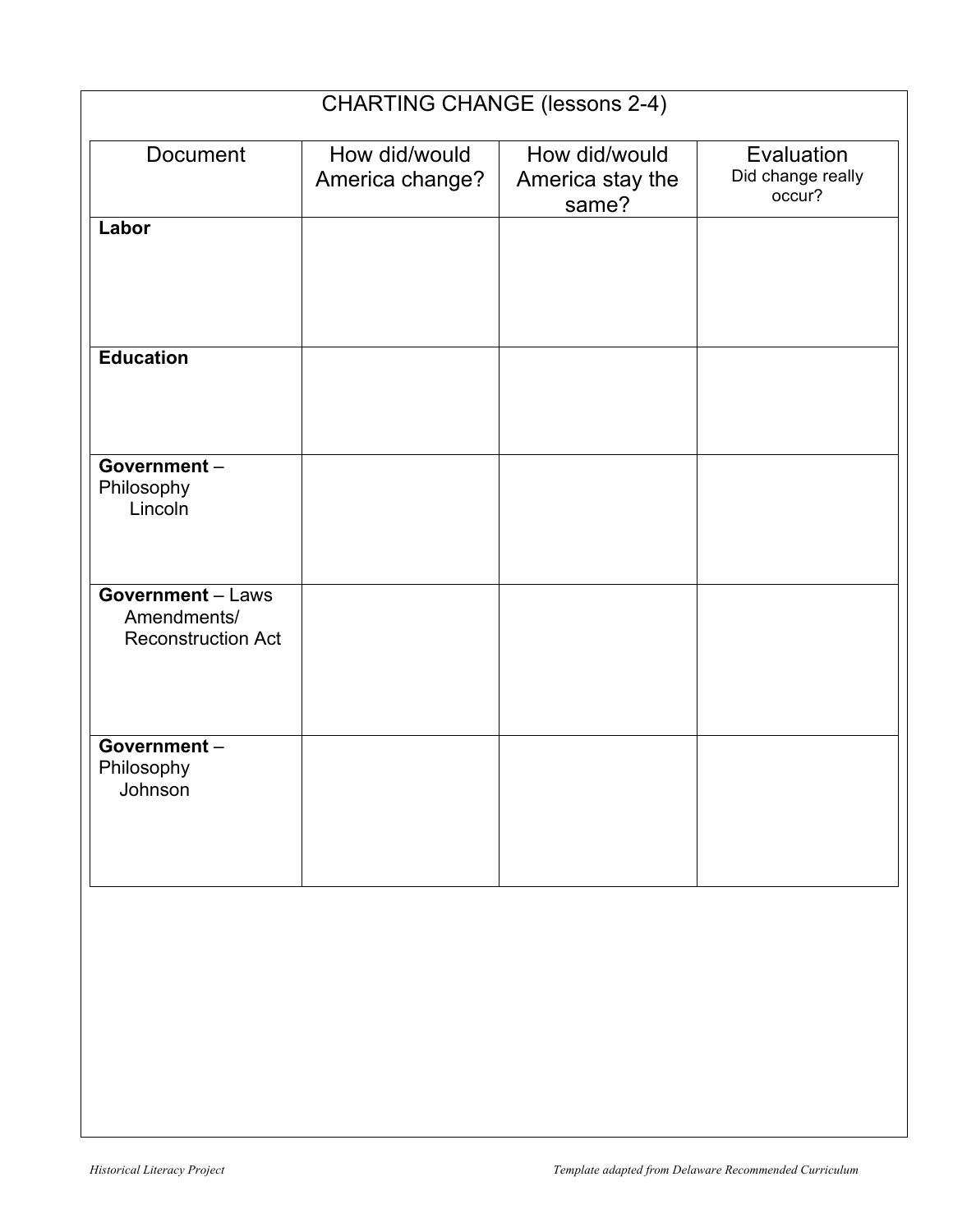# CHARTING CHANGE (lessons 2-4)

| Document | How did/would America change? | How did/would America stay the same? | Evaluation<br>Did change really occur? |
|---|---|---|---|
| **Labor** | | | |
| **Education** | | | |
| **Government** – Philosophy<br>Lincoln | | | |
| **Government** – Laws<br>Amendments/<br>Reconstruction Act | | | |
| **Government** – Philosophy<br>Johnson | | | |

*Historical Literacy Project*

*Template adapted from Delaware Recommended Curriculum*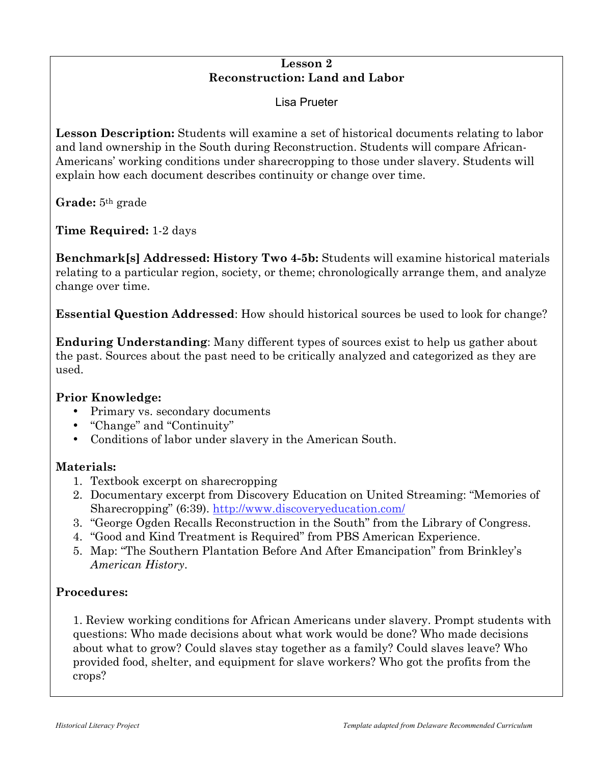# Lesson 2
# Reconstruction: Land and Labor

Lisa Prueter

**Lesson Description:** Students will examine a set of historical documents relating to labor and land ownership in the South during Reconstruction. Students will compare African-Americans' working conditions under sharecropping to those under slavery. Students will explain how each document describes continuity or change over time.

**Grade:** 5th grade

**Time Required:** 1-2 days

**Benchmark[s] Addressed: History Two 4-5b:** Students will examine historical materials relating to a particular region, society, or theme; chronologically arrange them, and analyze change over time.

**Essential Question Addressed**: How should historical sources be used to look for change?

**Enduring Understanding**: Many different types of sources exist to help us gather about the past. Sources about the past need to be critically analyzed and categorized as they are used.

**Prior Knowledge:**

- Primary vs. secondary documents
- "Change" and "Continuity"
- Conditions of labor under slavery in the American South.

**Materials:**

1. Textbook excerpt on sharecropping
2. Documentary excerpt from Discovery Education on United Streaming: "Memories of Sharecropping" (6:39). http://www.discoveryeducation.com/
3. "George Ogden Recalls Reconstruction in the South" from the Library of Congress.
4. "Good and Kind Treatment is Required" from PBS American Experience.
5. Map: "The Southern Plantation Before And After Emancipation" from Brinkley's *American History*.

**Procedures:**

1. Review working conditions for African Americans under slavery. Prompt students with questions: Who made decisions about what work would be done? Who made decisions about what to grow? Could slaves stay together as a family? Could slaves leave? Who provided food, shelter, and equipment for slave workers? Who got the profits from the crops?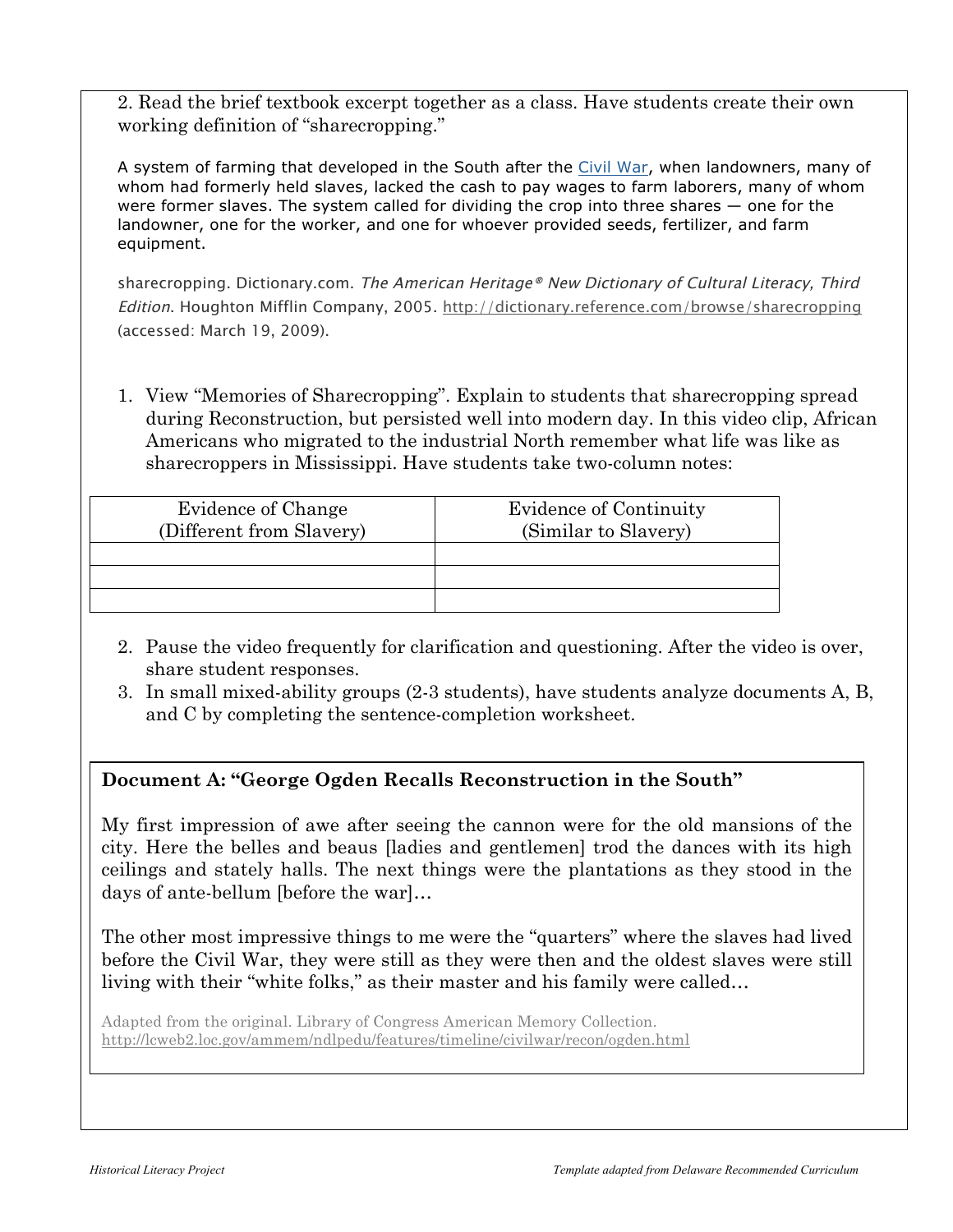2. Read the brief textbook excerpt together as a class. Have students create their own working definition of "sharecropping."

A system of farming that developed in the South after the Civil War, when landowners, many of whom had formerly held slaves, lacked the cash to pay wages to farm laborers, many of whom were former slaves. The system called for dividing the crop into three shares — one for the landowner, one for the worker, and one for whoever provided seeds, fertilizer, and farm equipment.

sharecropping. Dictionary.com. *The American Heritage® New Dictionary of Cultural Literacy, Third Edition*. Houghton Mifflin Company, 2005. http://dictionary.reference.com/browse/sharecropping (accessed: March 19, 2009).

1. View "Memories of Sharecropping". Explain to students that sharecropping spread during Reconstruction, but persisted well into modern day. In this video clip, African Americans who migrated to the industrial North remember what life was like as sharecroppers in Mississippi. Have students take two-column notes:

| Evidence of Change (Different from Slavery) | Evidence of Continuity (Similar to Slavery) |
| --- | --- |
| | |
| | |
| | |

2. Pause the video frequently for clarification and questioning. After the video is over, share student responses.
3. In small mixed-ability groups (2-3 students), have students analyze documents A, B, and C by completing the sentence-completion worksheet.

**Document A: "George Ogden Recalls Reconstruction in the South"**

My first impression of awe after seeing the cannon were for the old mansions of the city. Here the belles and beaus [ladies and gentlemen] trod the dances with its high ceilings and stately halls. The next things were the plantations as they stood in the days of ante-bellum [before the war]…

The other most impressive things to me were the "quarters" where the slaves had lived before the Civil War, they were still as they were then and the oldest slaves were still living with their "white folks," as their master and his family were called…

Adapted from the original. Library of Congress American Memory Collection. http://lcweb2.loc.gov/ammem/ndlpedu/features/timeline/civilwar/recon/ogden.html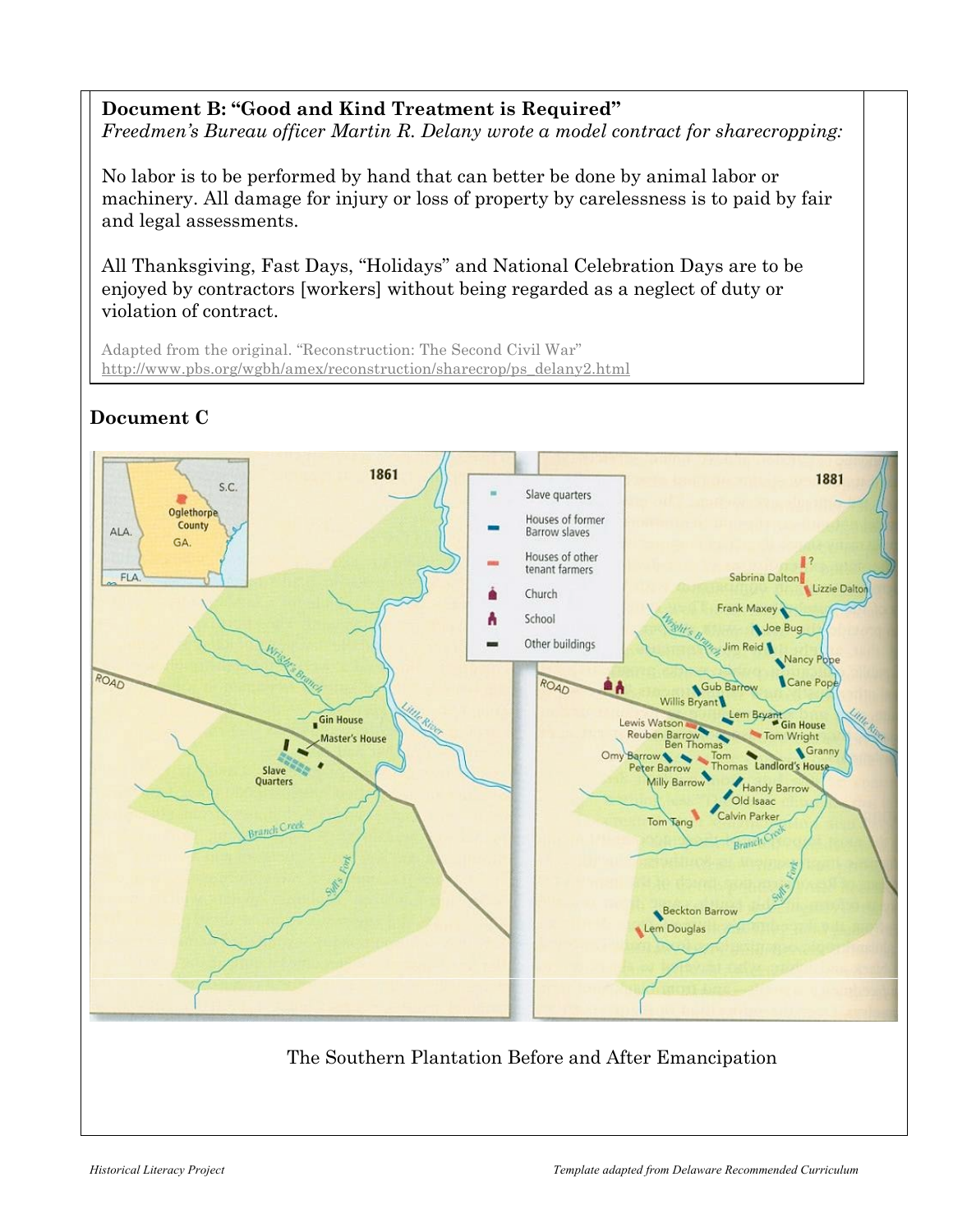**Document B: "Good and Kind Treatment is Required"**
*Freedmen's Bureau officer Martin R. Delany wrote a model contract for sharecropping:*

No labor is to be performed by hand that can better be done by animal labor or machinery. All damage for injury or loss of property by carelessness is to paid by fair and legal assessments.

All Thanksgiving, Fast Days, "Holidays" and National Celebration Days are to be enjoyed by contractors [workers] without being regarded as a neglect of duty or violation of contract.

Adapted from the original. "Reconstruction: The Second Civil War" http://www.pbs.org/wgbh/amex/reconstruction/sharecrop/ps_delany2.html

**Document C**

The Southern Plantation Before and After Emancipation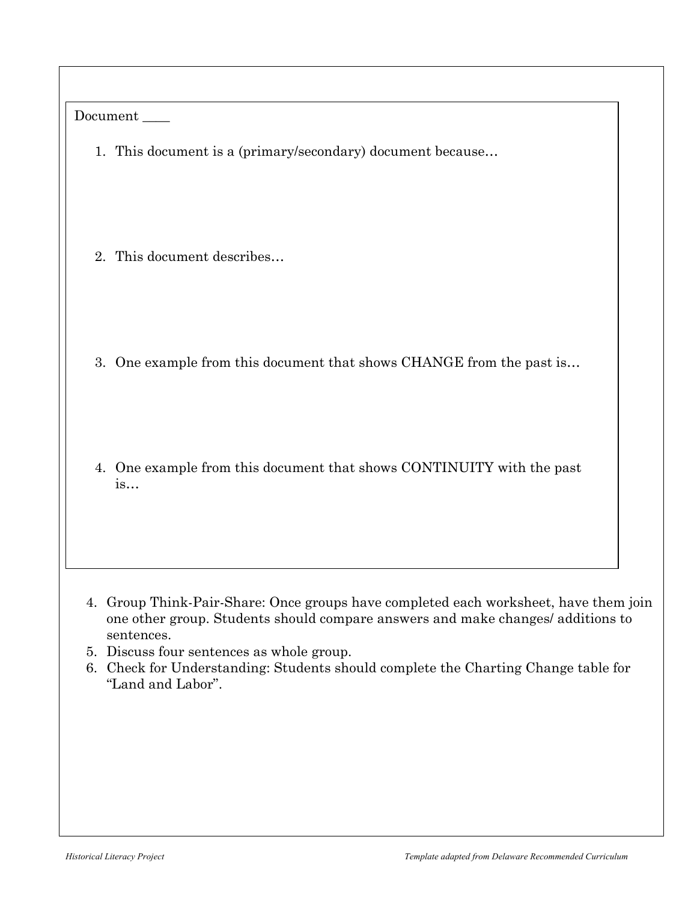Document ____

1. This document is a (primary/secondary) document because…

2. This document describes…

3. One example from this document that shows CHANGE from the past is…

4. One example from this document that shows CONTINUITY with the past is…

4. Group Think-Pair-Share: Once groups have completed each worksheet, have them join one other group. Students should compare answers and make changes/ additions to sentences.
5. Discuss four sentences as whole group.
6. Check for Understanding: Students should complete the Charting Change table for "Land and Labor".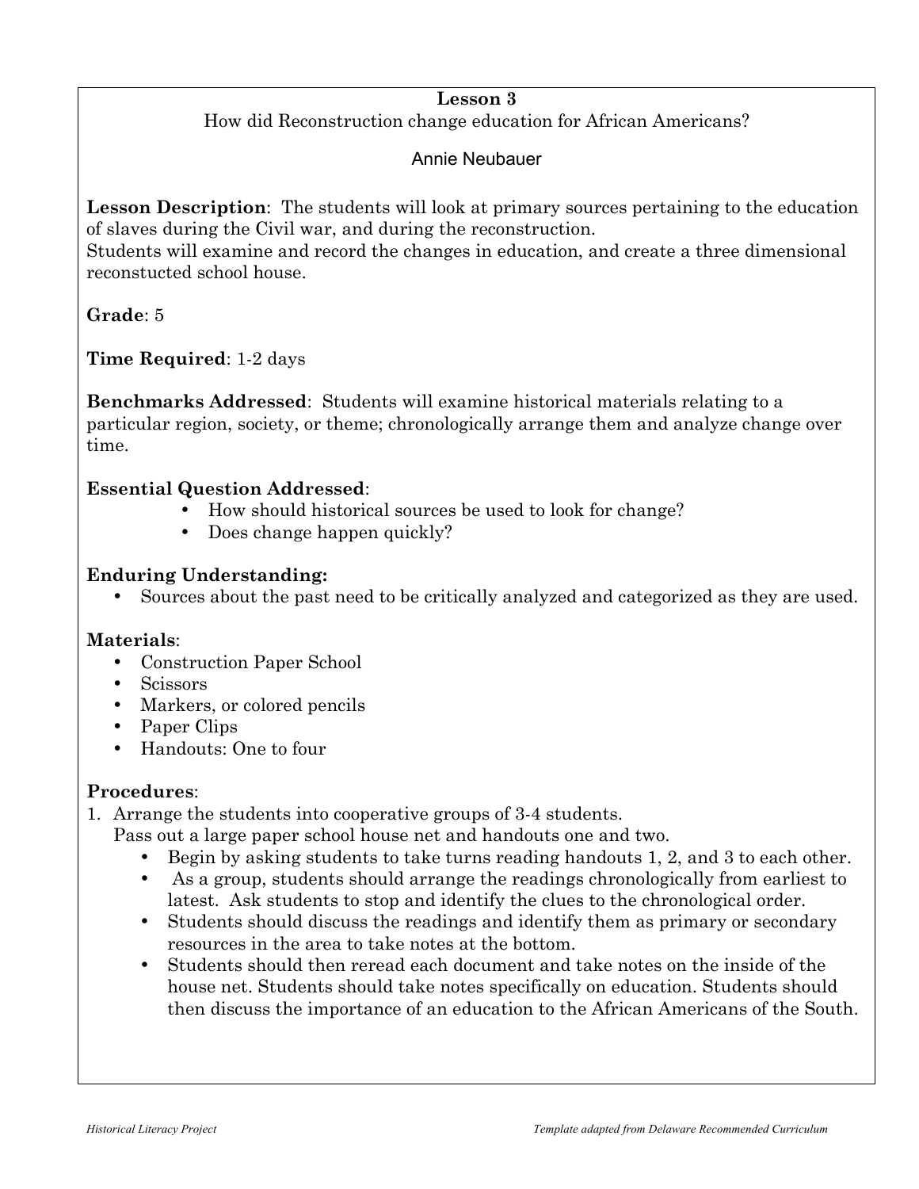**Lesson 3**

How did Reconstruction change education for African Americans?

Annie Neubauer

**Lesson Description**: The students will look at primary sources pertaining to the education of slaves during the Civil war, and during the reconstruction.
Students will examine and record the changes in education, and create a three dimensional reconstucted school house.

**Grade**: 5

**Time Required**: 1-2 days

**Benchmarks Addressed**: Students will examine historical materials relating to a particular region, society, or theme; chronologically arrange them and analyze change over time.

**Essential Question Addressed**:

- How should historical sources be used to look for change?
- Does change happen quickly?

**Enduring Understanding:**

- Sources about the past need to be critically analyzed and categorized as they are used.

**Materials**:

- Construction Paper School
- Scissors
- Markers, or colored pencils
- Paper Clips
- Handouts: One to four

**Procedures**:

1. Arrange the students into cooperative groups of 3-4 students.
   Pass out a large paper school house net and handouts one and two.
   - Begin by asking students to take turns reading handouts 1, 2, and 3 to each other.
   - As a group, students should arrange the readings chronologically from earliest to latest. Ask students to stop and identify the clues to the chronological order.
   - Students should discuss the readings and identify them as primary or secondary resources in the area to take notes at the bottom.
   - Students should then reread each document and take notes on the inside of the house net. Students should take notes specifically on education. Students should then discuss the importance of an education to the African Americans of the South.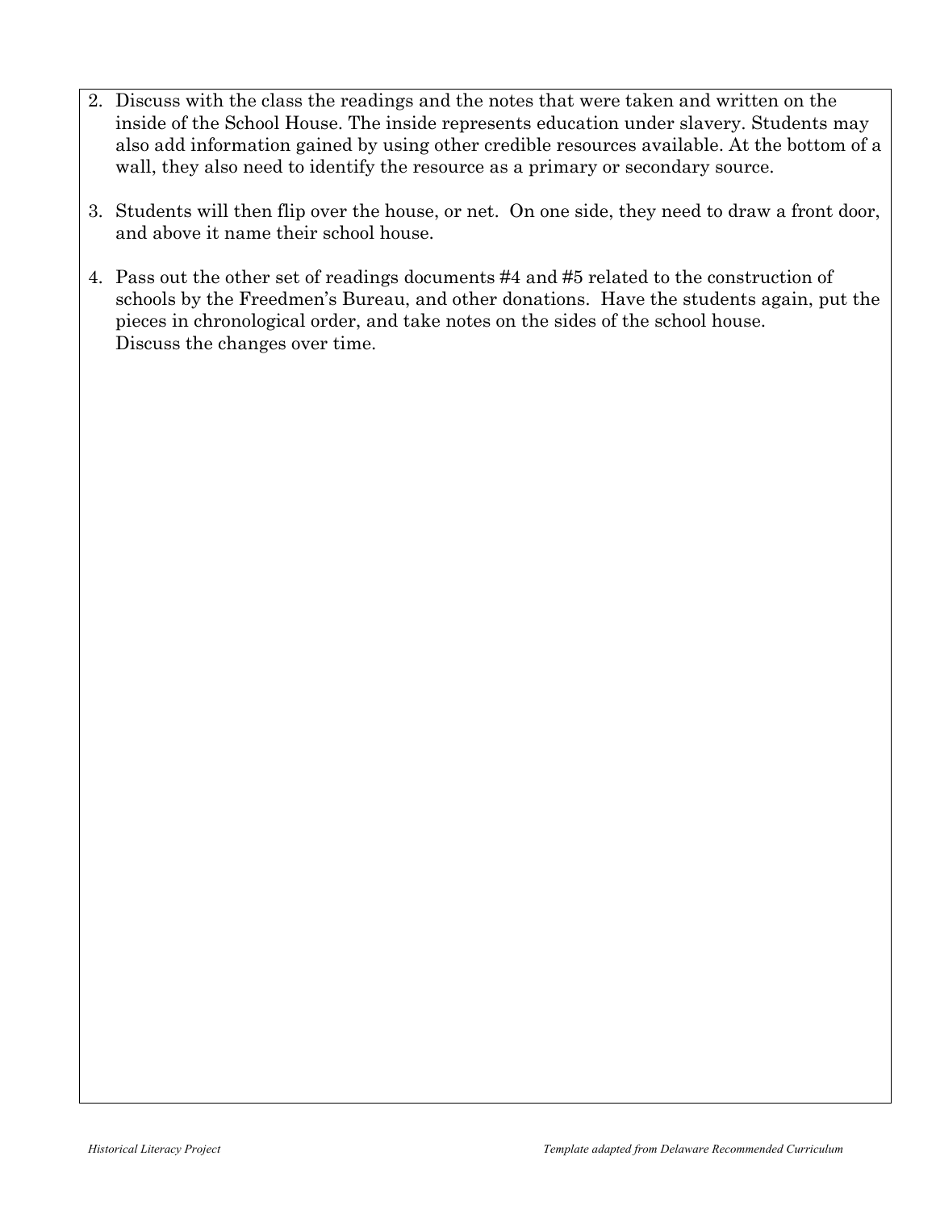2. Discuss with the class the readings and the notes that were taken and written on the inside of the School House. The inside represents education under slavery. Students may also add information gained by using other credible resources available. At the bottom of a wall, they also need to identify the resource as a primary or secondary source.

3. Students will then flip over the house, or net. On one side, they need to draw a front door, and above it name their school house.

4. Pass out the other set of readings documents #4 and #5 related to the construction of schools by the Freedmen's Bureau, and other donations. Have the students again, put the pieces in chronological order, and take notes on the sides of the school house. Discuss the changes over time.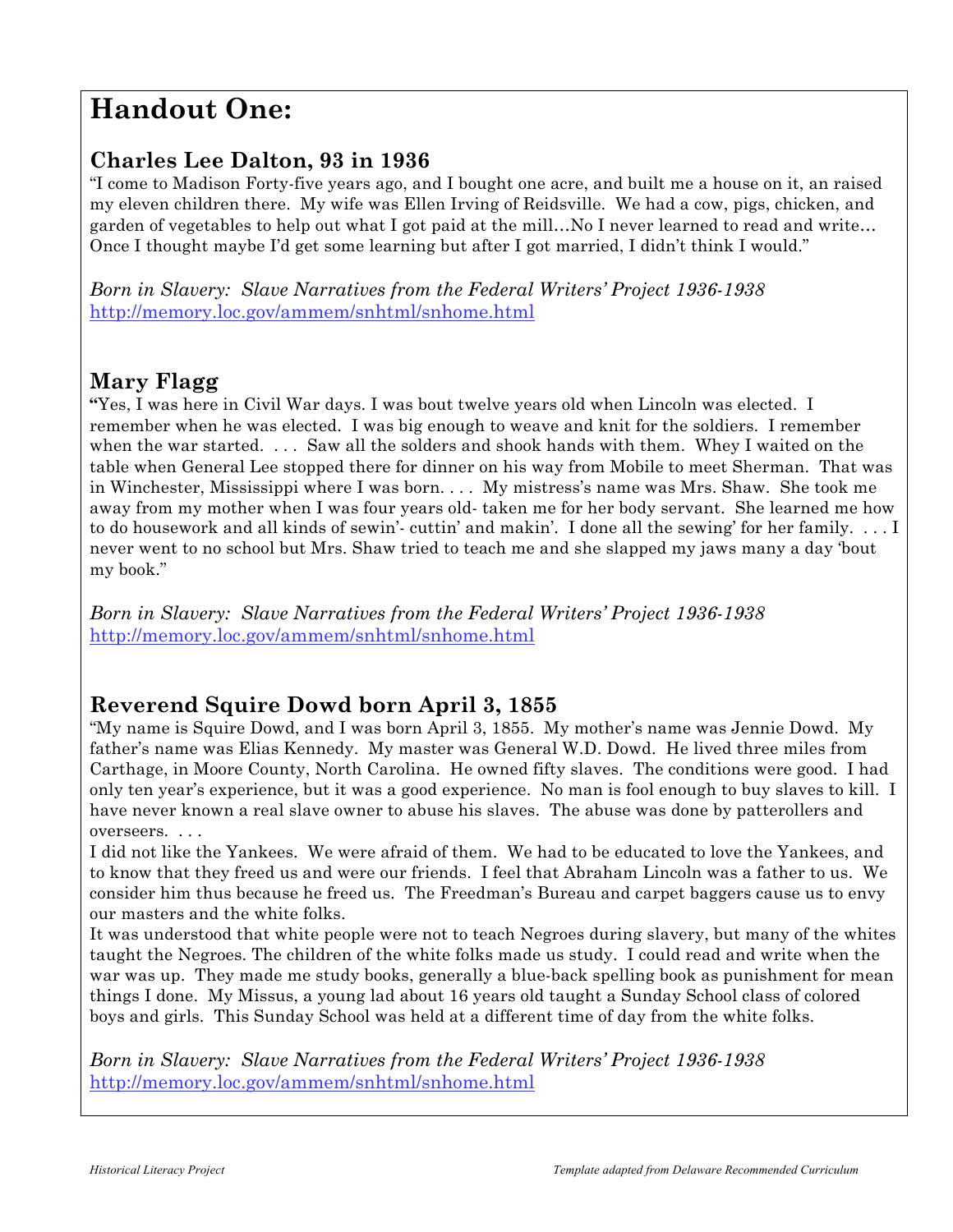# Handout One:

## Charles Lee Dalton, 93 in 1936

"I come to Madison Forty-five years ago, and I bought one acre, and built me a house on it, an raised my eleven children there. My wife was Ellen Irving of Reidsville. We had a cow, pigs, chicken, and garden of vegetables to help out what I got paid at the mill…No I never learned to read and write… Once I thought maybe I'd get some learning but after I got married, I didn't think I would."

*Born in Slavery: Slave Narratives from the Federal Writers' Project 1936-1938*
http://memory.loc.gov/ammem/snhtml/snhome.html

## Mary Flagg

"Yes, I was here in Civil War days. I was bout twelve years old when Lincoln was elected. I remember when he was elected. I was big enough to weave and knit for the soldiers. I remember when the war started. . . . Saw all the solders and shook hands with them. Whey I waited on the table when General Lee stopped there for dinner on his way from Mobile to meet Sherman. That was in Winchester, Mississippi where I was born. . . . My mistress's name was Mrs. Shaw. She took me away from my mother when I was four years old- taken me for her body servant. She learned me how to do housework and all kinds of sewin'- cuttin' and makin'. I done all the sewing' for her family. . . . I never went to no school but Mrs. Shaw tried to teach me and she slapped my jaws many a day 'bout my book."

*Born in Slavery: Slave Narratives from the Federal Writers' Project 1936-1938*
http://memory.loc.gov/ammem/snhtml/snhome.html

## Reverend Squire Dowd born April 3, 1855

"My name is Squire Dowd, and I was born April 3, 1855. My mother's name was Jennie Dowd. My father's name was Elias Kennedy. My master was General W.D. Dowd. He lived three miles from Carthage, in Moore County, North Carolina. He owned fifty slaves. The conditions were good. I had only ten year's experience, but it was a good experience. No man is fool enough to buy slaves to kill. I have never known a real slave owner to abuse his slaves. The abuse was done by patterollers and overseers. . . .

I did not like the Yankees. We were afraid of them. We had to be educated to love the Yankees, and to know that they freed us and were our friends. I feel that Abraham Lincoln was a father to us. We consider him thus because he freed us. The Freedman's Bureau and carpet baggers cause us to envy our masters and the white folks.

It was understood that white people were not to teach Negroes during slavery, but many of the whites taught the Negroes. The children of the white folks made us study. I could read and write when the war was up. They made me study books, generally a blue-back spelling book as punishment for mean things I done. My Missus, a young lad about 16 years old taught a Sunday School class of colored boys and girls. This Sunday School was held at a different time of day from the white folks.

*Born in Slavery: Slave Narratives from the Federal Writers' Project 1936-1938*
http://memory.loc.gov/ammem/snhtml/snhome.html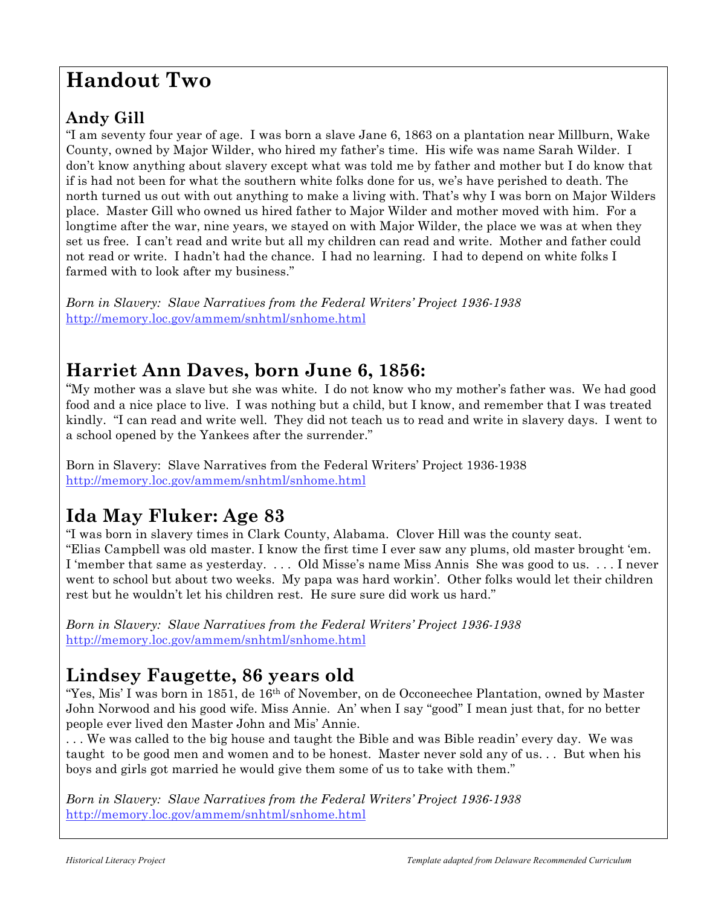# Handout Two

## Andy Gill

"I am seventy four year of age. I was born a slave Jane 6, 1863 on a plantation near Millburn, Wake County, owned by Major Wilder, who hired my father's time. His wife was name Sarah Wilder. I don't know anything about slavery except what was told me by father and mother but I do know that if is had not been for what the southern white folks done for us, we's have perished to death. The north turned us out with out anything to make a living with. That's why I was born on Major Wilders place. Master Gill who owned us hired father to Major Wilder and mother moved with him. For a longtime after the war, nine years, we stayed on with Major Wilder, the place we was at when they set us free. I can't read and write but all my children can read and write. Mother and father could not read or write. I hadn't had the chance. I had no learning. I had to depend on white folks I farmed with to look after my business."

*Born in Slavery: Slave Narratives from the Federal Writers' Project 1936-1938*
http://memory.loc.gov/ammem/snhtml/snhome.html

## Harriet Ann Daves, born June 6, 1856:

"My mother was a slave but she was white. I do not know who my mother's father was. We had good food and a nice place to live. I was nothing but a child, but I know, and remember that I was treated kindly. "I can read and write well. They did not teach us to read and write in slavery days. I went to a school opened by the Yankees after the surrender."

Born in Slavery: Slave Narratives from the Federal Writers' Project 1936-1938
http://memory.loc.gov/ammem/snhtml/snhome.html

## Ida May Fluker: Age 83

"I was born in slavery times in Clark County, Alabama. Clover Hill was the county seat.
"Elias Campbell was old master. I know the first time I ever saw any plums, old master brought 'em. I 'member that same as yesterday. . . . Old Misse's name Miss Annis She was good to us. . . . I never went to school but about two weeks. My papa was hard workin'. Other folks would let their children rest but he wouldn't let his children rest. He sure sure did work us hard."

*Born in Slavery: Slave Narratives from the Federal Writers' Project 1936-1938*
http://memory.loc.gov/ammem/snhtml/snhome.html

## Lindsey Faugette, 86 years old

"Yes, Mis' I was born in 1851, de 16th of November, on de Occoneechee Plantation, owned by Master John Norwood and his good wife. Miss Annie. An' when I say "good" I mean just that, for no better people ever lived den Master John and Mis' Annie.
. . . We was called to the big house and taught the Bible and was Bible readin' every day. We was taught to be good men and women and to be honest. Master never sold any of us. . . But when his boys and girls got married he would give them some of us to take with them."

*Born in Slavery: Slave Narratives from the Federal Writers' Project 1936-1938*
http://memory.loc.gov/ammem/snhtml/snhome.html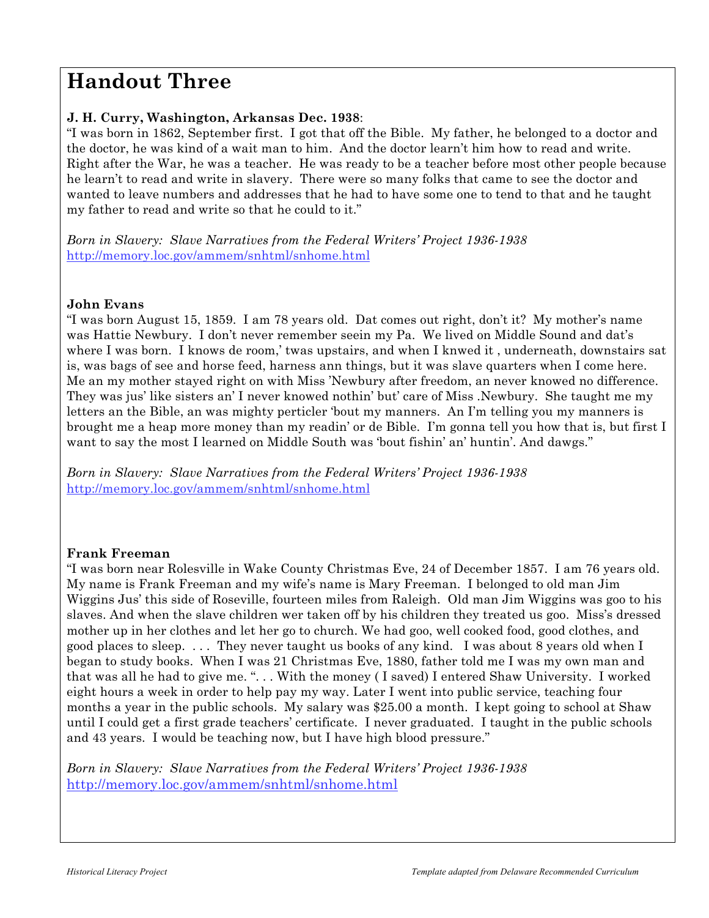# Handout Three

**J. H. Curry, Washington, Arkansas Dec. 1938**:
"I was born in 1862, September first. I got that off the Bible. My father, he belonged to a doctor and the doctor, he was kind of a wait man to him. And the doctor learn't him how to read and write. Right after the War, he was a teacher. He was ready to be a teacher before most other people because he learn't to read and write in slavery. There were so many folks that came to see the doctor and wanted to leave numbers and addresses that he had to have some one to tend to that and he taught my father to read and write so that he could to it."

*Born in Slavery: Slave Narratives from the Federal Writers' Project 1936-1938*
http://memory.loc.gov/ammem/snhtml/snhome.html

**John Evans**
"I was born August 15, 1859. I am 78 years old. Dat comes out right, don't it? My mother's name was Hattie Newbury. I don't never remember seein my Pa. We lived on Middle Sound and dat's where I was born. I knows de room,' twas upstairs, and when I knwed it , underneath, downstairs sat is, was bags of see and horse feed, harness ann things, but it was slave quarters when I come here. Me an my mother stayed right on with Miss 'Newbury after freedom, an never knowed no difference. They was jus' like sisters an' I never knowed nothin' but' care of Miss .Newbury. She taught me my letters an the Bible, an was mighty perticler 'bout my manners. An I'm telling you my manners is brought me a heap more money than my readin' or de Bible. I'm gonna tell you how that is, but first I want to say the most I learned on Middle South was 'bout fishin' an' huntin'. And dawgs."

*Born in Slavery: Slave Narratives from the Federal Writers' Project 1936-1938*
http://memory.loc.gov/ammem/snhtml/snhome.html

**Frank Freeman**
"I was born near Rolesville in Wake County Christmas Eve, 24 of December 1857. I am 76 years old. My name is Frank Freeman and my wife's name is Mary Freeman. I belonged to old man Jim Wiggins Jus' this side of Roseville, fourteen miles from Raleigh. Old man Jim Wiggins was goo to his slaves. And when the slave children wer taken off by his children they treated us goo. Miss's dressed mother up in her clothes and let her go to church. We had goo, well cooked food, good clothes, and good places to sleep. . . . They never taught us books of any kind. I was about 8 years old when I began to study books. When I was 21 Christmas Eve, 1880, father told me I was my own man and that was all he had to give me. ". . . With the money ( I saved) I entered Shaw University. I worked eight hours a week in order to help pay my way. Later I went into public service, teaching four months a year in the public schools. My salary was $25.00 a month. I kept going to school at Shaw until I could get a first grade teachers' certificate. I never graduated. I taught in the public schools and 43 years. I would be teaching now, but I have high blood pressure."

*Born in Slavery: Slave Narratives from the Federal Writers' Project 1936-1938*
http://memory.loc.gov/ammem/snhtml/snhome.html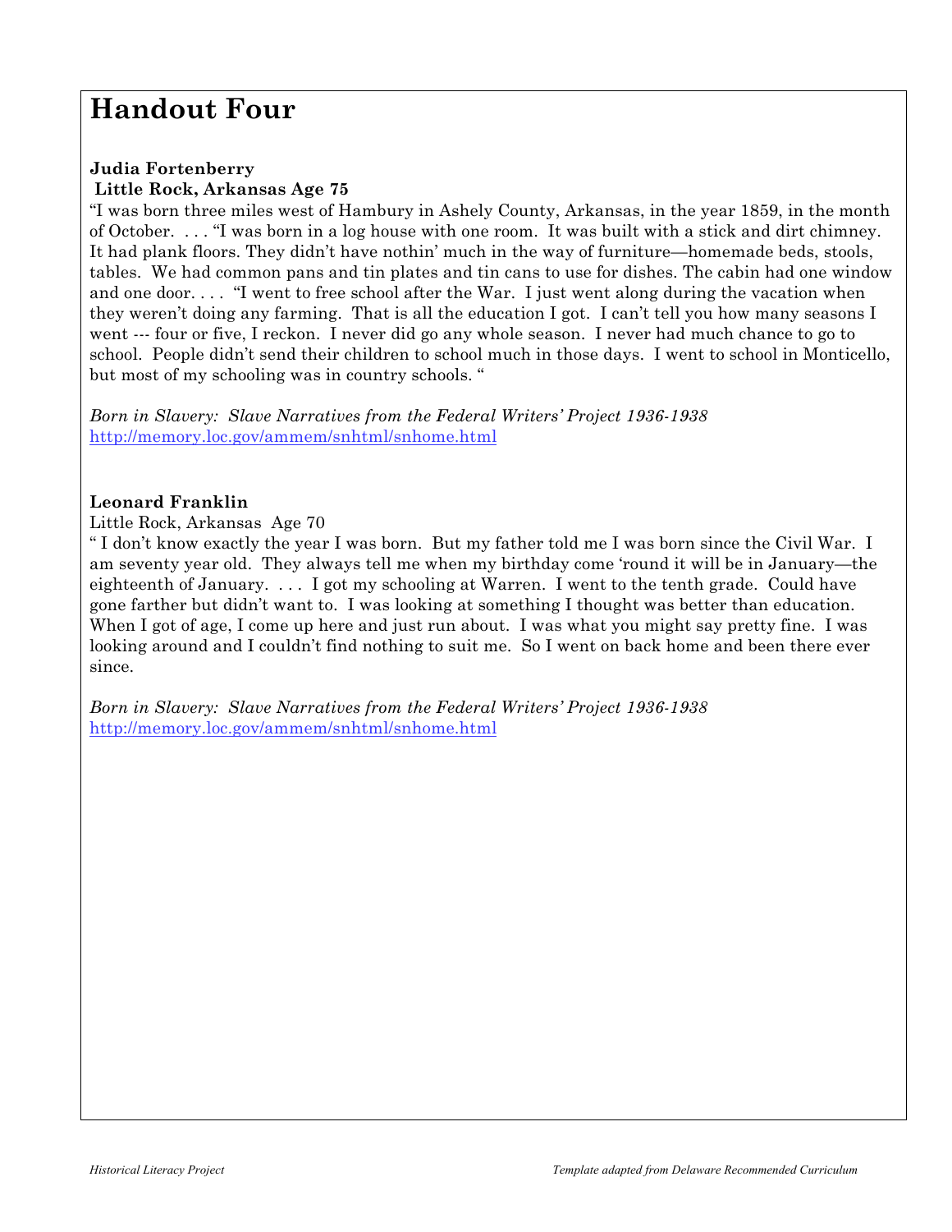# Handout Four

**Judia Fortenberry**
**Little Rock, Arkansas Age 75**

"I was born three miles west of Hambury in Ashely County, Arkansas, in the year 1859, in the month of October. . . . "I was born in a log house with one room. It was built with a stick and dirt chimney. It had plank floors. They didn't have nothin' much in the way of furniture—homemade beds, stools, tables. We had common pans and tin plates and tin cans to use for dishes. The cabin had one window and one door. . . . "I went to free school after the War. I just went along during the vacation when they weren't doing any farming. That is all the education I got. I can't tell you how many seasons I went --- four or five, I reckon. I never did go any whole season. I never had much chance to go to school. People didn't send their children to school much in those days. I went to school in Monticello, but most of my schooling was in country schools. "

*Born in Slavery: Slave Narratives from the Federal Writers' Project 1936-1938*
http://memory.loc.gov/ammem/snhtml/snhome.html

**Leonard Franklin**
Little Rock, Arkansas Age 70

" I don't know exactly the year I was born. But my father told me I was born since the Civil War. I am seventy year old. They always tell me when my birthday come 'round it will be in January—the eighteenth of January. . . . I got my schooling at Warren. I went to the tenth grade. Could have gone farther but didn't want to. I was looking at something I thought was better than education. When I got of age, I come up here and just run about. I was what you might say pretty fine. I was looking around and I couldn't find nothing to suit me. So I went on back home and been there ever since.

*Born in Slavery: Slave Narratives from the Federal Writers' Project 1936-1938*
http://memory.loc.gov/ammem/snhtml/snhome.html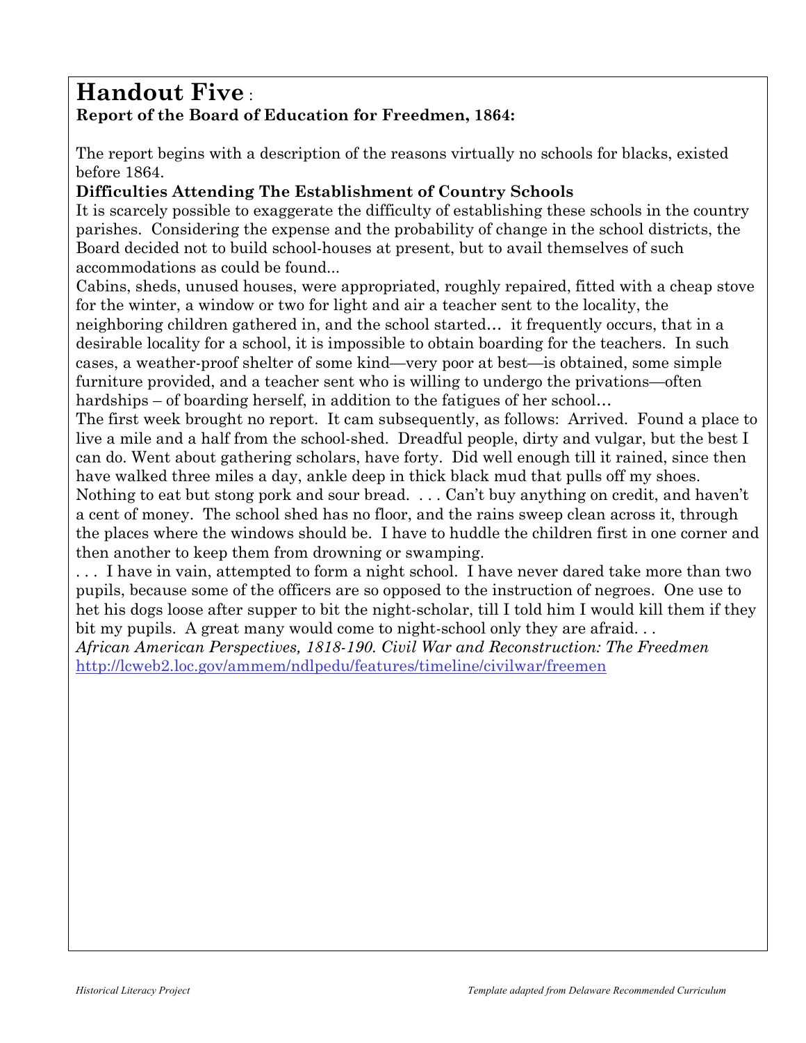# Handout Five :

**Report of the Board of Education for Freedmen, 1864:**

The report begins with a description of the reasons virtually no schools for blacks, existed before 1864.

**Difficulties Attending The Establishment of Country Schools**

It is scarcely possible to exaggerate the difficulty of establishing these schools in the country parishes. Considering the expense and the probability of change in the school districts, the Board decided not to build school-houses at present, but to avail themselves of such accommodations as could be found...

Cabins, sheds, unused houses, were appropriated, roughly repaired, fitted with a cheap stove for the winter, a window or two for light and air a teacher sent to the locality, the neighboring children gathered in, and the school started… it frequently occurs, that in a desirable locality for a school, it is impossible to obtain boarding for the teachers. In such cases, a weather-proof shelter of some kind—very poor at best—is obtained, some simple furniture provided, and a teacher sent who is willing to undergo the privations—often hardships – of boarding herself, in addition to the fatigues of her school…

The first week brought no report. It cam subsequently, as follows: Arrived. Found a place to live a mile and a half from the school-shed. Dreadful people, dirty and vulgar, but the best I can do. Went about gathering scholars, have forty. Did well enough till it rained, since then have walked three miles a day, ankle deep in thick black mud that pulls off my shoes. Nothing to eat but stong pork and sour bread. . . . Can't buy anything on credit, and haven't a cent of money. The school shed has no floor, and the rains sweep clean across it, through the places where the windows should be. I have to huddle the children first in one corner and then another to keep them from drowning or swamping.

. . . I have in vain, attempted to form a night school. I have never dared take more than two pupils, because some of the officers are so opposed to the instruction of negroes. One use to het his dogs loose after supper to bit the night-scholar, till I told him I would kill them if they bit my pupils. A great many would come to night-school only they are afraid. . .

*African American Perspectives, 1818-190. Civil War and Reconstruction: The Freedmen*
http://lcweb2.loc.gov/ammem/ndlpedu/features/timeline/civilwar/freemen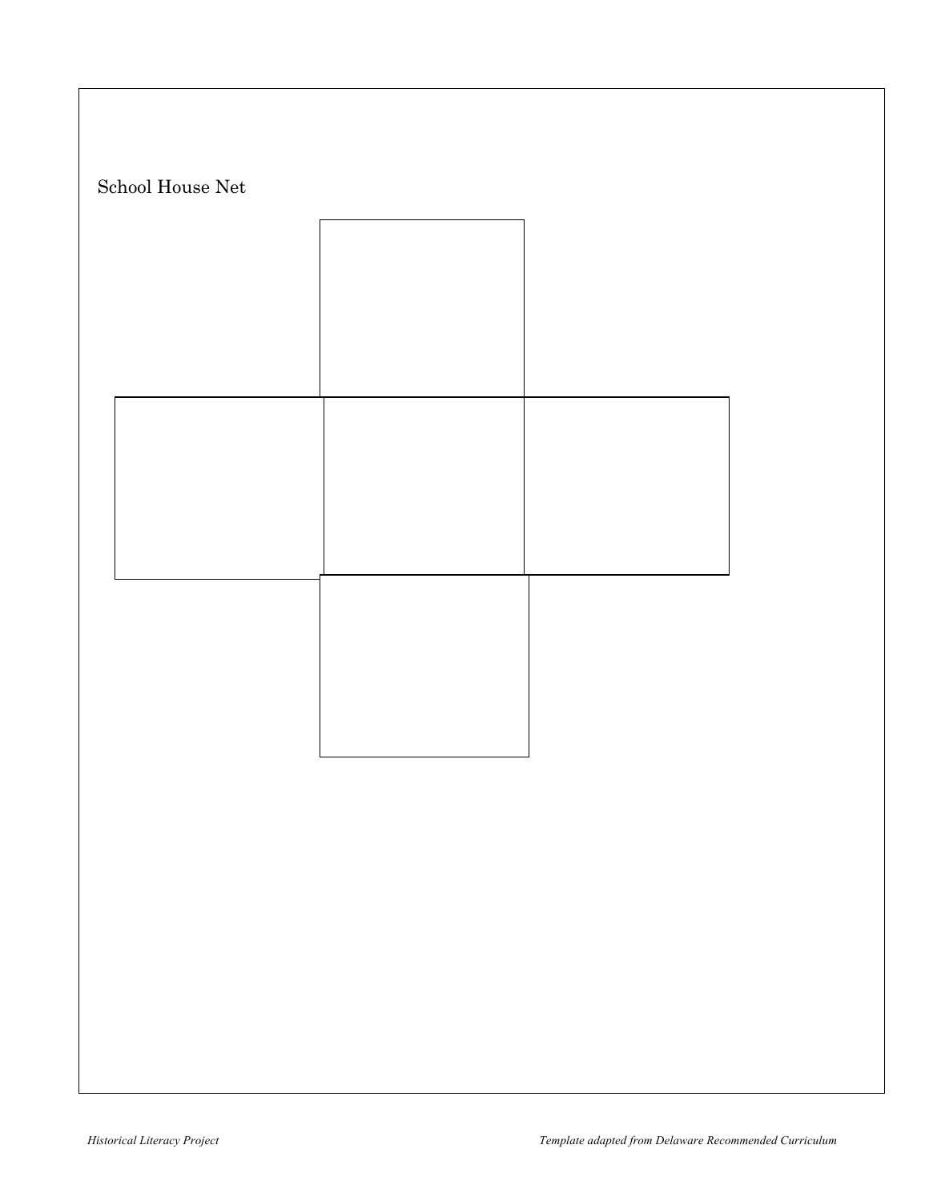School House Net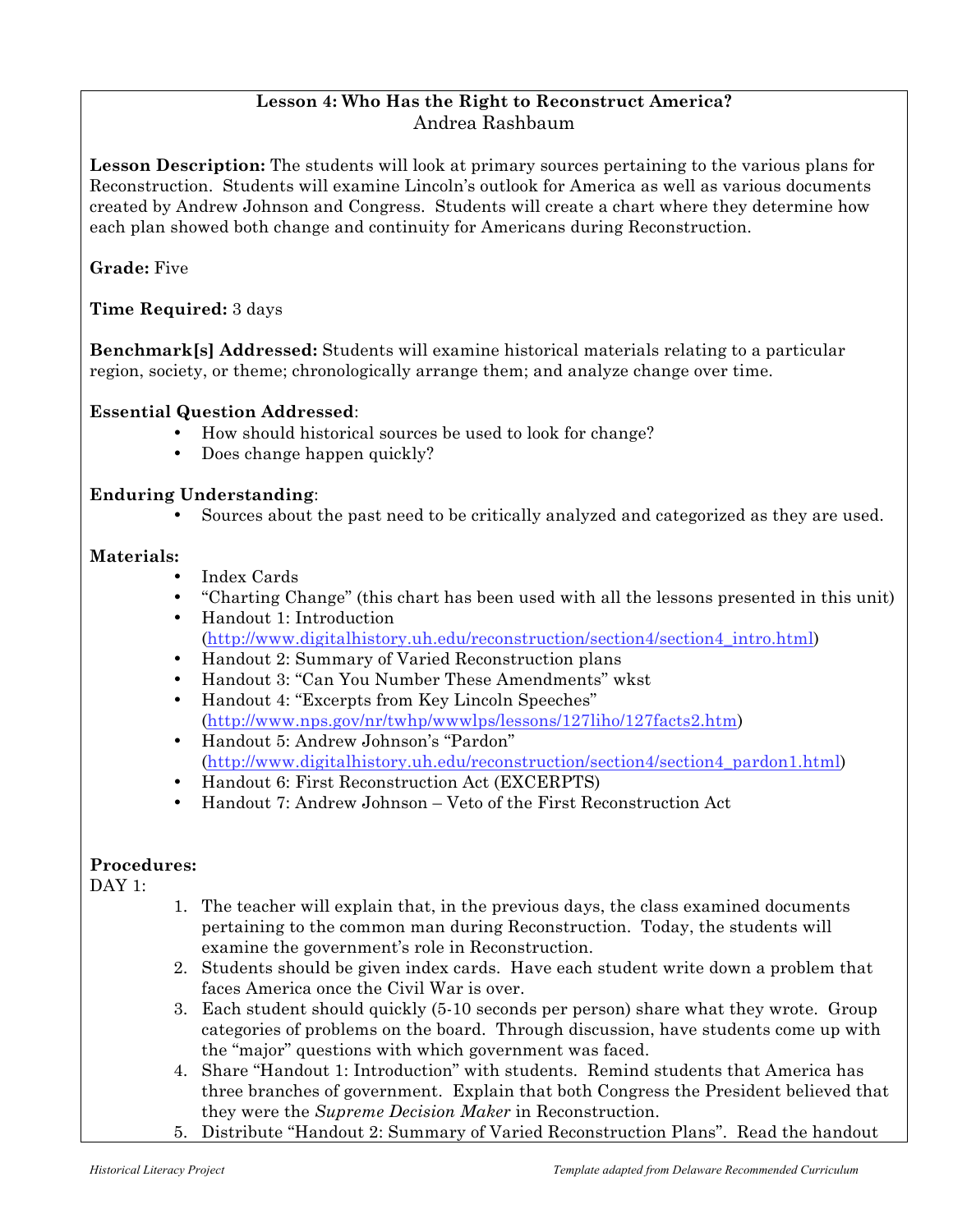**Lesson 4: Who Has the Right to Reconstruct America?**
Andrea Rashbaum

**Lesson Description:** The students will look at primary sources pertaining to the various plans for Reconstruction. Students will examine Lincoln's outlook for America as well as various documents created by Andrew Johnson and Congress. Students will create a chart where they determine how each plan showed both change and continuity for Americans during Reconstruction.

**Grade:** Five

**Time Required:** 3 days

**Benchmark[s] Addressed:** Students will examine historical materials relating to a particular region, society, or theme; chronologically arrange them; and analyze change over time.

**Essential Question Addressed**:

- How should historical sources be used to look for change?
- Does change happen quickly?

**Enduring Understanding**:

- Sources about the past need to be critically analyzed and categorized as they are used.

**Materials:**

- Index Cards
- "Charting Change" (this chart has been used with all the lessons presented in this unit)
- Handout 1: Introduction (http://www.digitalhistory.uh.edu/reconstruction/section4/section4_intro.html)
- Handout 2: Summary of Varied Reconstruction plans
- Handout 3: "Can You Number These Amendments" wkst
- Handout 4: "Excerpts from Key Lincoln Speeches" (http://www.nps.gov/nr/twhp/wwwlps/lessons/127liho/127facts2.htm)
- Handout 5: Andrew Johnson's "Pardon" (http://www.digitalhistory.uh.edu/reconstruction/section4/section4_pardon1.html)
- Handout 6: First Reconstruction Act (EXCERPTS)
- Handout 7: Andrew Johnson – Veto of the First Reconstruction Act

**Procedures:**

DAY 1:

1. The teacher will explain that, in the previous days, the class examined documents pertaining to the common man during Reconstruction. Today, the students will examine the government's role in Reconstruction.
2. Students should be given index cards. Have each student write down a problem that faces America once the Civil War is over.
3. Each student should quickly (5-10 seconds per person) share what they wrote. Group categories of problems on the board. Through discussion, have students come up with the "major" questions with which government was faced.
4. Share "Handout 1: Introduction" with students. Remind students that America has three branches of government. Explain that both Congress the President believed that they were the *Supreme Decision Maker* in Reconstruction.
5. Distribute "Handout 2: Summary of Varied Reconstruction Plans". Read the handout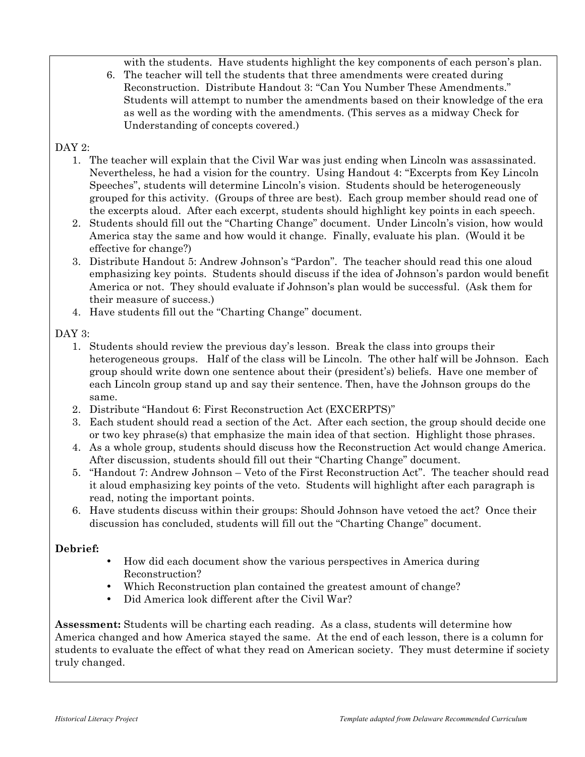with the students. Have students highlight the key components of each person's plan.

6. The teacher will tell the students that three amendments were created during Reconstruction. Distribute Handout 3: "Can You Number These Amendments." Students will attempt to number the amendments based on their knowledge of the era as well as the wording with the amendments. (This serves as a midway Check for Understanding of concepts covered.)

DAY 2:

1. The teacher will explain that the Civil War was just ending when Lincoln was assassinated. Nevertheless, he had a vision for the country. Using Handout 4: "Excerpts from Key Lincoln Speeches", students will determine Lincoln's vision. Students should be heterogeneously grouped for this activity. (Groups of three are best). Each group member should read one of the excerpts aloud. After each excerpt, students should highlight key points in each speech.
2. Students should fill out the "Charting Change" document. Under Lincoln's vision, how would America stay the same and how would it change. Finally, evaluate his plan. (Would it be effective for change?)
3. Distribute Handout 5: Andrew Johnson's "Pardon". The teacher should read this one aloud emphasizing key points. Students should discuss if the idea of Johnson's pardon would benefit America or not. They should evaluate if Johnson's plan would be successful. (Ask them for their measure of success.)
4. Have students fill out the "Charting Change" document.

DAY 3:

1. Students should review the previous day's lesson. Break the class into groups their heterogeneous groups. Half of the class will be Lincoln. The other half will be Johnson. Each group should write down one sentence about their (president's) beliefs. Have one member of each Lincoln group stand up and say their sentence. Then, have the Johnson groups do the same.
2. Distribute "Handout 6: First Reconstruction Act (EXCERPTS)"
3. Each student should read a section of the Act. After each section, the group should decide one or two key phrase(s) that emphasize the main idea of that section. Highlight those phrases.
4. As a whole group, students should discuss how the Reconstruction Act would change America. After discussion, students should fill out their "Charting Change" document.
5. "Handout 7: Andrew Johnson – Veto of the First Reconstruction Act". The teacher should read it aloud emphasizing key points of the veto. Students will highlight after each paragraph is read, noting the important points.
6. Have students discuss within their groups: Should Johnson have vetoed the act? Once their discussion has concluded, students will fill out the "Charting Change" document.

**Debrief:**

- How did each document show the various perspectives in America during Reconstruction?
- Which Reconstruction plan contained the greatest amount of change?
- Did America look different after the Civil War?

**Assessment:** Students will be charting each reading. As a class, students will determine how America changed and how America stayed the same. At the end of each lesson, there is a column for students to evaluate the effect of what they read on American society. They must determine if society truly changed.